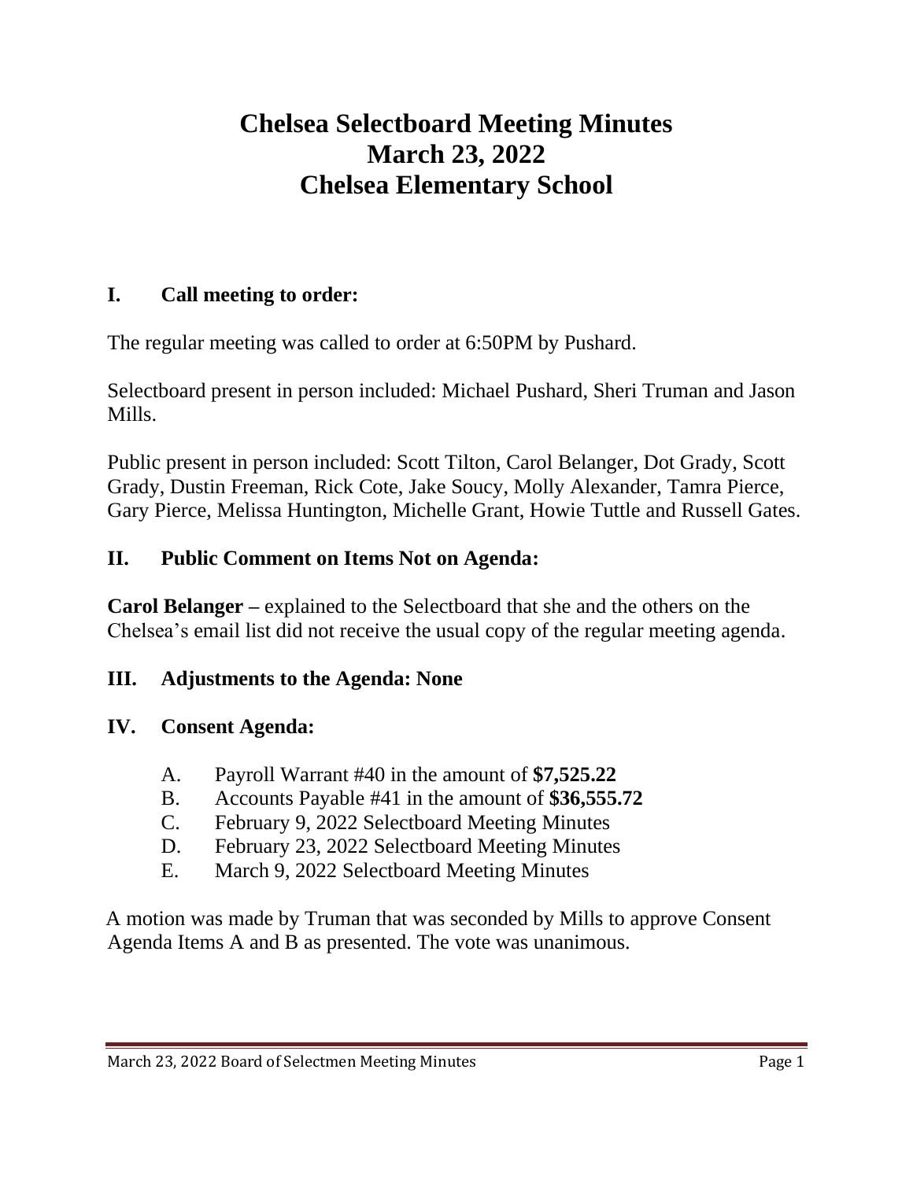# Chelsea Selectboard Meeting Minutes
# March 23, 2022
# Chelsea Elementary School

## I. Call meeting to order:

The regular meeting was called to order at 6:50PM by Pushard.

Selectboard present in person included: Michael Pushard, Sheri Truman and Jason Mills.

Public present in person included: Scott Tilton, Carol Belanger, Dot Grady, Scott Grady, Dustin Freeman, Rick Cote, Jake Soucy, Molly Alexander, Tamra Pierce, Gary Pierce, Melissa Huntington, Michelle Grant, Howie Tuttle and Russell Gates.

## II. Public Comment on Items Not on Agenda:

**Carol Belanger –** explained to the Selectboard that she and the others on the Chelsea's email list did not receive the usual copy of the regular meeting agenda.

## III. Adjustments to the Agenda: None

## IV. Consent Agenda:

A. Payroll Warrant #40 in the amount of **$7,525.22**
B. Accounts Payable #41 in the amount of **$36,555.72**
C. February 9, 2022 Selectboard Meeting Minutes
D. February 23, 2022 Selectboard Meeting Minutes
E. March 9, 2022 Selectboard Meeting Minutes

A motion was made by Truman that was seconded by Mills to approve Consent Agenda Items A and B as presented. The vote was unanimous.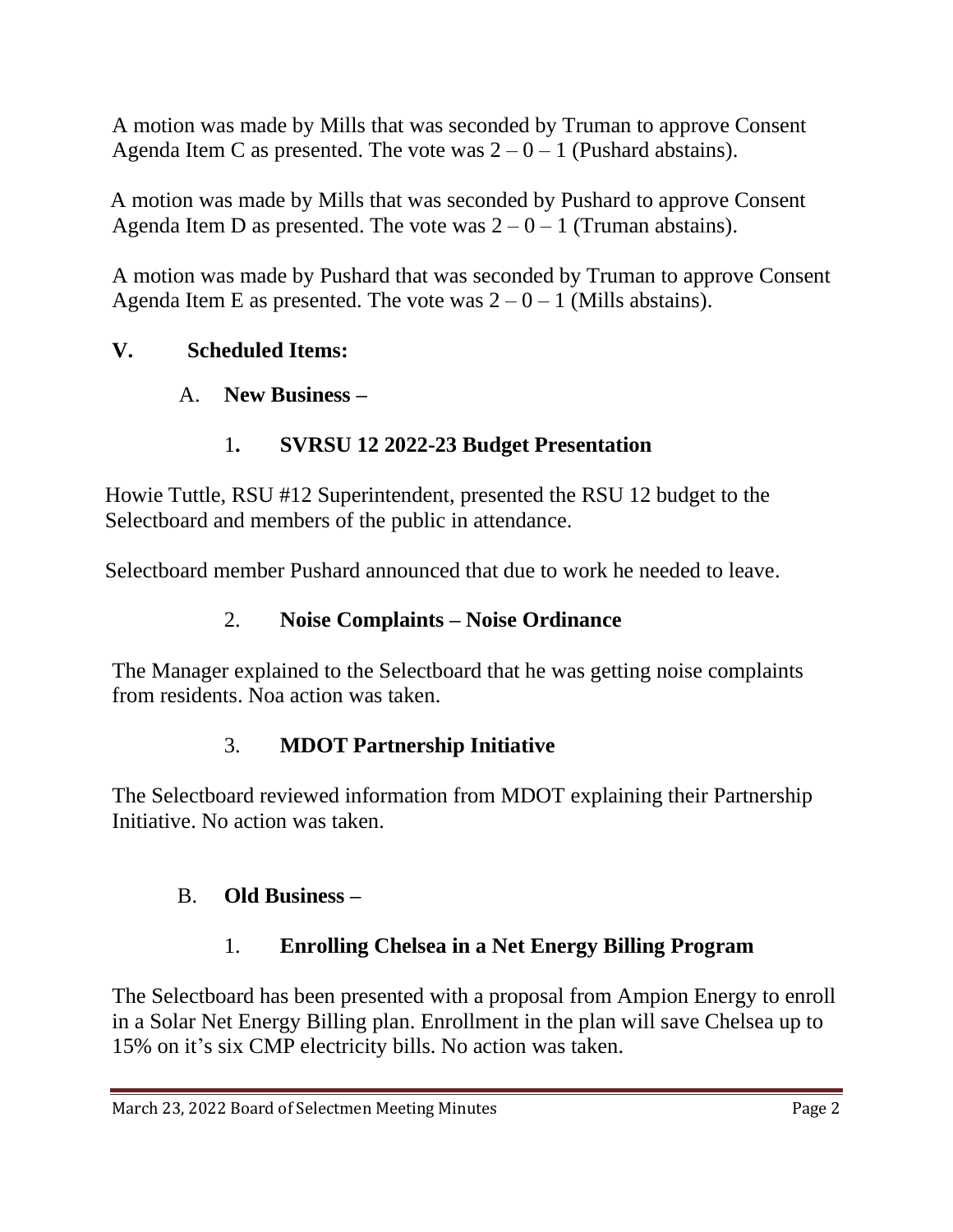A motion was made by Mills that was seconded by Truman to approve Consent Agenda Item C as presented. The vote was 2 – 0 – 1 (Pushard abstains).

A motion was made by Mills that was seconded by Pushard to approve Consent Agenda Item D as presented. The vote was 2 – 0 – 1 (Truman abstains).

A motion was made by Pushard that was seconded by Truman to approve Consent Agenda Item E as presented. The vote was 2 – 0 – 1 (Mills abstains).

## V. Scheduled Items:

### A. New Business –

#### 1. SVRSU 12 2022-23 Budget Presentation

Howie Tuttle, RSU #12 Superintendent, presented the RSU 12 budget to the Selectboard and members of the public in attendance.

Selectboard member Pushard announced that due to work he needed to leave.

#### 2. Noise Complaints – Noise Ordinance

The Manager explained to the Selectboard that he was getting noise complaints from residents. Noa action was taken.

#### 3. MDOT Partnership Initiative

The Selectboard reviewed information from MDOT explaining their Partnership Initiative. No action was taken.

### B. Old Business –

#### 1. Enrolling Chelsea in a Net Energy Billing Program

The Selectboard has been presented with a proposal from Ampion Energy to enroll in a Solar Net Energy Billing plan. Enrollment in the plan will save Chelsea up to 15% on it's six CMP electricity bills. No action was taken.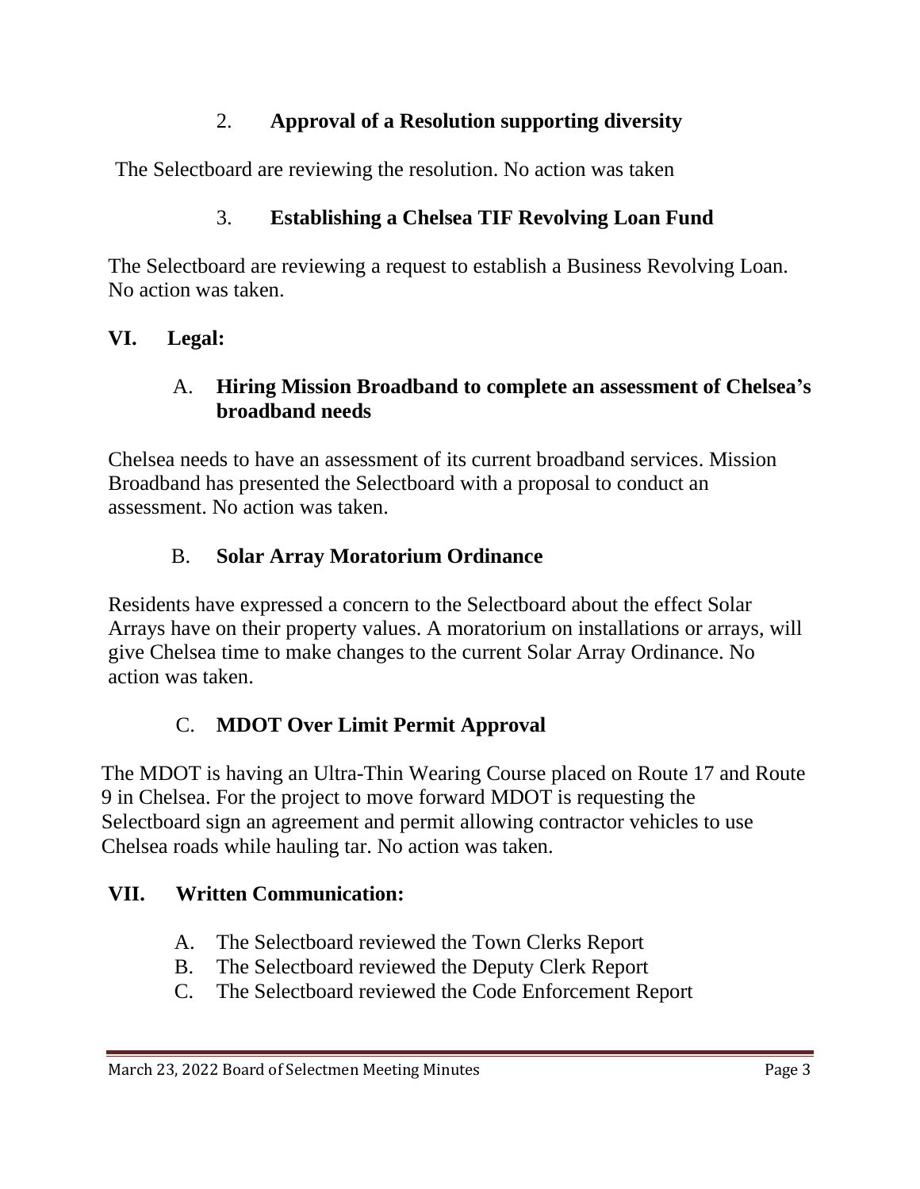### 2. **Approval of a Resolution supporting diversity**

The Selectboard are reviewing the resolution. No action was taken

### 3. **Establishing a Chelsea TIF Revolving Loan Fund**

The Selectboard are reviewing a request to establish a Business Revolving Loan. No action was taken.

## VI. Legal:

### A. **Hiring Mission Broadband to complete an assessment of Chelsea's broadband needs**

Chelsea needs to have an assessment of its current broadband services. Mission Broadband has presented the Selectboard with a proposal to conduct an assessment. No action was taken.

### B. **Solar Array Moratorium Ordinance**

Residents have expressed a concern to the Selectboard about the effect Solar Arrays have on their property values. A moratorium on installations or arrays, will give Chelsea time to make changes to the current Solar Array Ordinance. No action was taken.

### C. **MDOT Over Limit Permit Approval**

The MDOT is having an Ultra-Thin Wearing Course placed on Route 17 and Route 9 in Chelsea. For the project to move forward MDOT is requesting the Selectboard sign an agreement and permit allowing contractor vehicles to use Chelsea roads while hauling tar. No action was taken.

## VII. Written Communication:

A. The Selectboard reviewed the Town Clerks Report
B. The Selectboard reviewed the Deputy Clerk Report
C. The Selectboard reviewed the Code Enforcement Report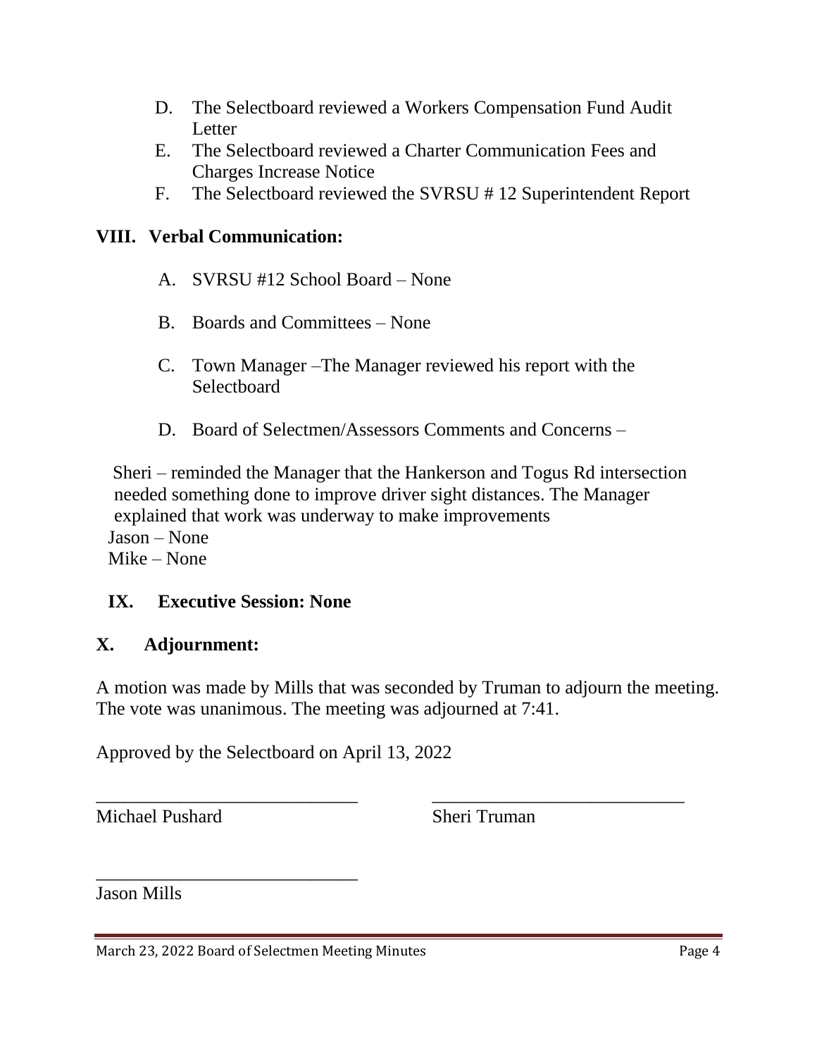D. The Selectboard reviewed a Workers Compensation Fund Audit Letter
E. The Selectboard reviewed a Charter Communication Fees and Charges Increase Notice
F. The Selectboard reviewed the SVRSU # 12 Superintendent Report

## VIII. Verbal Communication:

A. SVRSU #12 School Board – None

B. Boards and Committees – None

C. Town Manager –The Manager reviewed his report with the Selectboard

D. Board of Selectmen/Assessors Comments and Concerns –

Sheri – reminded the Manager that the Hankerson and Togus Rd intersection needed something done to improve driver sight distances. The Manager explained that work was underway to make improvements
Jason – None
Mike – None

## IX. Executive Session: None

## X. Adjournment:

A motion was made by Mills that was seconded by Truman to adjourn the meeting. The vote was unanimous. The meeting was adjourned at 7:41.

Approved by the Selectboard on April 13, 2022

____________________________ ____________________________
Michael Pushard Sheri Truman

____________________________
Jason Mills